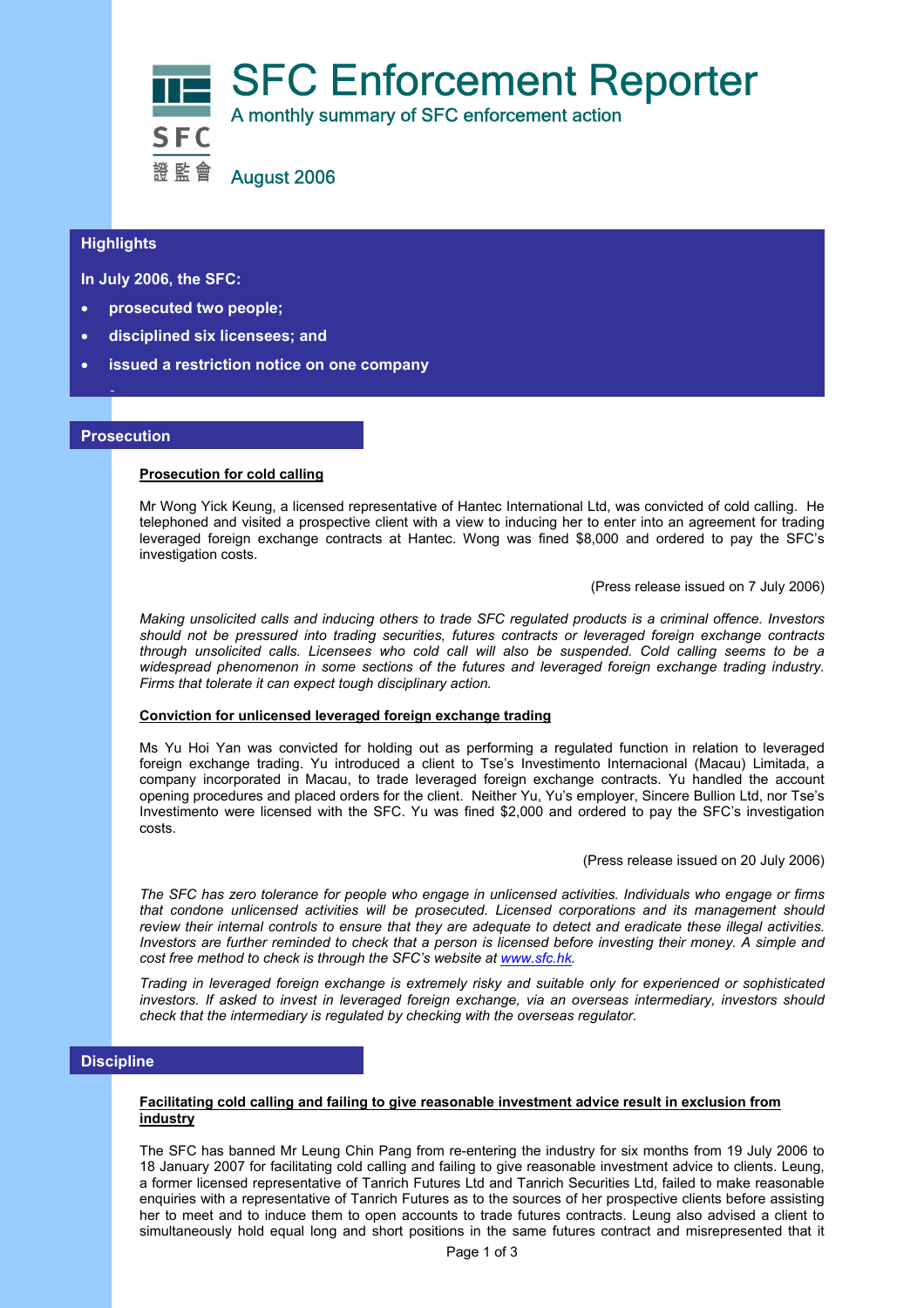# SFC Enforcement Reporter

A monthly summary of SFC enforcement action

SFC 證監會

August 2006

## Highlights

**In July 2006, the SFC:**

- **prosecuted two people;**
- **disciplined six licensees; and**
- **issued a restriction notice on one company**

## Prosecution

**Prosecution for cold calling**

Mr Wong Yick Keung, a licensed representative of Hantec International Ltd, was convicted of cold calling. He telephoned and visited a prospective client with a view to inducing her to enter into an agreement for trading leveraged foreign exchange contracts at Hantec. Wong was fined $8,000 and ordered to pay the SFC's investigation costs.

(Press release issued on 7 July 2006)

*Making unsolicited calls and inducing others to trade SFC regulated products is a criminal offence. Investors should not be pressured into trading securities, futures contracts or leveraged foreign exchange contracts through unsolicited calls. Licensees who cold call will also be suspended. Cold calling seems to be a widespread phenomenon in some sections of the futures and leveraged foreign exchange trading industry. Firms that tolerate it can expect tough disciplinary action.*

**Conviction for unlicensed leveraged foreign exchange trading**

Ms Yu Hoi Yan was convicted for holding out as performing a regulated function in relation to leveraged foreign exchange trading. Yu introduced a client to Tse's Investimento Internacional (Macau) Limitada, a company incorporated in Macau, to trade leveraged foreign exchange contracts. Yu handled the account opening procedures and placed orders for the client. Neither Yu, Yu's employer, Sincere Bullion Ltd, nor Tse's Investimento were licensed with the SFC. Yu was fined $2,000 and ordered to pay the SFC's investigation costs.

(Press release issued on 20 July 2006)

*The SFC has zero tolerance for people who engage in unlicensed activities. Individuals who engage or firms that condone unlicensed activities will be prosecuted. Licensed corporations and its management should review their internal controls to ensure that they are adequate to detect and eradicate these illegal activities. Investors are further reminded to check that a person is licensed before investing their money. A simple and cost free method to check is through the SFC's website at www.sfc.hk.*

*Trading in leveraged foreign exchange is extremely risky and suitable only for experienced or sophisticated investors. If asked to invest in leveraged foreign exchange, via an overseas intermediary, investors should check that the intermediary is regulated by checking with the overseas regulator.*

## Discipline

**Facilitating cold calling and failing to give reasonable investment advice result in exclusion from industry**

The SFC has banned Mr Leung Chin Pang from re-entering the industry for six months from 19 July 2006 to 18 January 2007 for facilitating cold calling and failing to give reasonable investment advice to clients. Leung, a former licensed representative of Tanrich Futures Ltd and Tanrich Securities Ltd, failed to make reasonable enquiries with a representative of Tanrich Futures as to the sources of her prospective clients before assisting her to meet and to induce them to open accounts to trade futures contracts. Leung also advised a client to simultaneously hold equal long and short positions in the same futures contract and misrepresented that it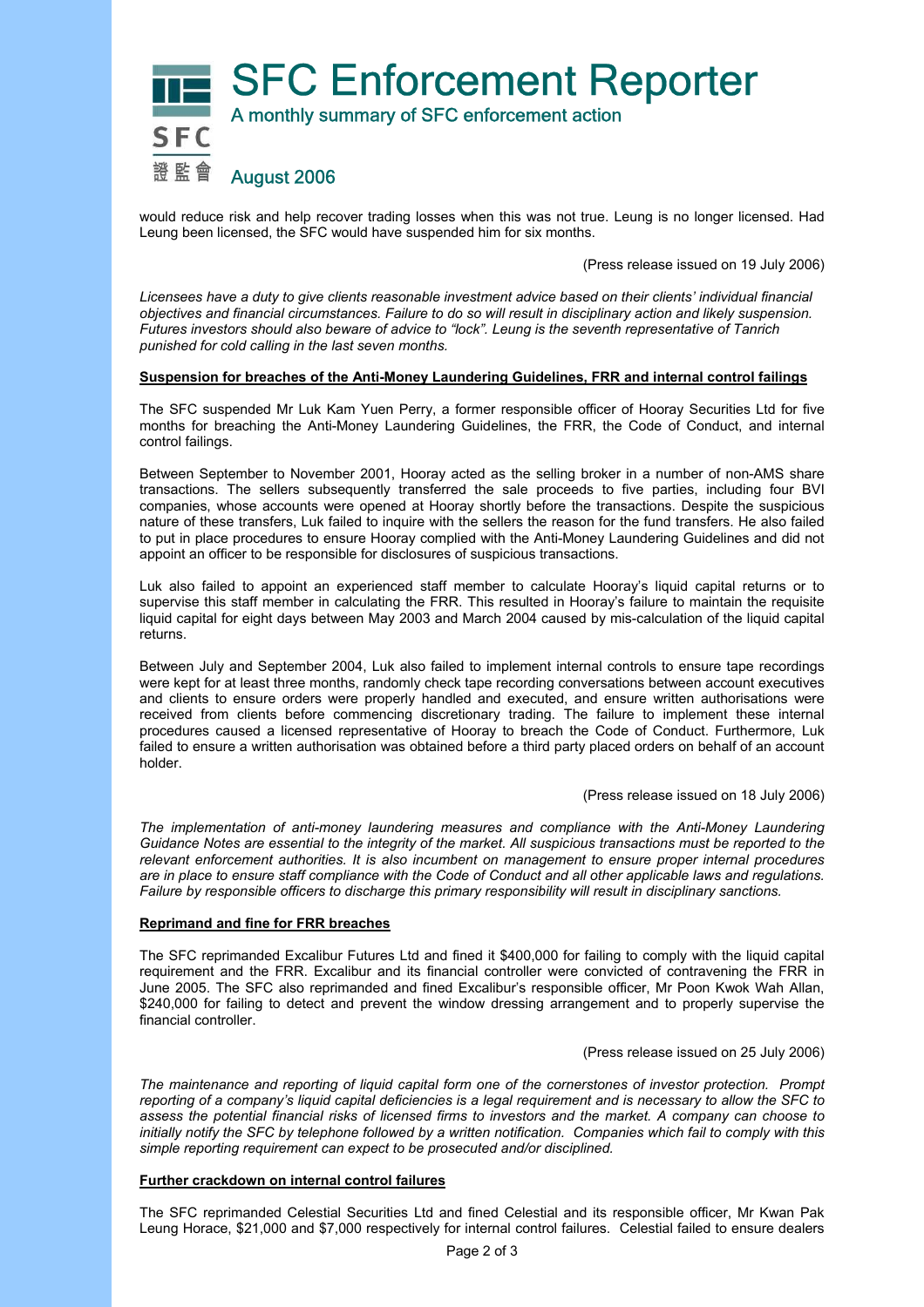would reduce risk and help recover trading losses when this was not true. Leung is no longer licensed. Had Leung been licensed, the SFC would have suspended him for six months.

(Press release issued on 19 July 2006)

*Licensees have a duty to give clients reasonable investment advice based on their clients' individual financial objectives and financial circumstances. Failure to do so will result in disciplinary action and likely suspension. Futures investors should also beware of advice to "lock". Leung is the seventh representative of Tanrich punished for cold calling in the last seven months.*

**Suspension for breaches of the Anti-Money Laundering Guidelines, FRR and internal control failings**

The SFC suspended Mr Luk Kam Yuen Perry, a former responsible officer of Hooray Securities Ltd for five months for breaching the Anti-Money Laundering Guidelines, the FRR, the Code of Conduct, and internal control failings.

Between September to November 2001, Hooray acted as the selling broker in a number of non-AMS share transactions. The sellers subsequently transferred the sale proceeds to five parties, including four BVI companies, whose accounts were opened at Hooray shortly before the transactions. Despite the suspicious nature of these transfers, Luk failed to inquire with the sellers the reason for the fund transfers. He also failed to put in place procedures to ensure Hooray complied with the Anti-Money Laundering Guidelines and did not appoint an officer to be responsible for disclosures of suspicious transactions.

Luk also failed to appoint an experienced staff member to calculate Hooray's liquid capital returns or to supervise this staff member in calculating the FRR. This resulted in Hooray's failure to maintain the requisite liquid capital for eight days between May 2003 and March 2004 caused by mis-calculation of the liquid capital returns.

Between July and September 2004, Luk also failed to implement internal controls to ensure tape recordings were kept for at least three months, randomly check tape recording conversations between account executives and clients to ensure orders were properly handled and executed, and ensure written authorisations were received from clients before commencing discretionary trading. The failure to implement these internal procedures caused a licensed representative of Hooray to breach the Code of Conduct. Furthermore, Luk failed to ensure a written authorisation was obtained before a third party placed orders on behalf of an account holder.

(Press release issued on 18 July 2006)

*The implementation of anti-money laundering measures and compliance with the Anti-Money Laundering Guidance Notes are essential to the integrity of the market. All suspicious transactions must be reported to the relevant enforcement authorities. It is also incumbent on management to ensure proper internal procedures are in place to ensure staff compliance with the Code of Conduct and all other applicable laws and regulations. Failure by responsible officers to discharge this primary responsibility will result in disciplinary sanctions.*

**Reprimand and fine for FRR breaches**

The SFC reprimanded Excalibur Futures Ltd and fined it $400,000 for failing to comply with the liquid capital requirement and the FRR. Excalibur and its financial controller were convicted of contravening the FRR in June 2005. The SFC also reprimanded and fined Excalibur's responsible officer, Mr Poon Kwok Wah Allan, $240,000 for failing to detect and prevent the window dressing arrangement and to properly supervise the financial controller.

(Press release issued on 25 July 2006)

*The maintenance and reporting of liquid capital form one of the cornerstones of investor protection. Prompt reporting of a company's liquid capital deficiencies is a legal requirement and is necessary to allow the SFC to assess the potential financial risks of licensed firms to investors and the market. A company can choose to initially notify the SFC by telephone followed by a written notification. Companies which fail to comply with this simple reporting requirement can expect to be prosecuted and/or disciplined.*

**Further crackdown on internal control failures**

The SFC reprimanded Celestial Securities Ltd and fined Celestial and its responsible officer, Mr Kwan Pak Leung Horace, $21,000 and $7,000 respectively for internal control failures. Celestial failed to ensure dealers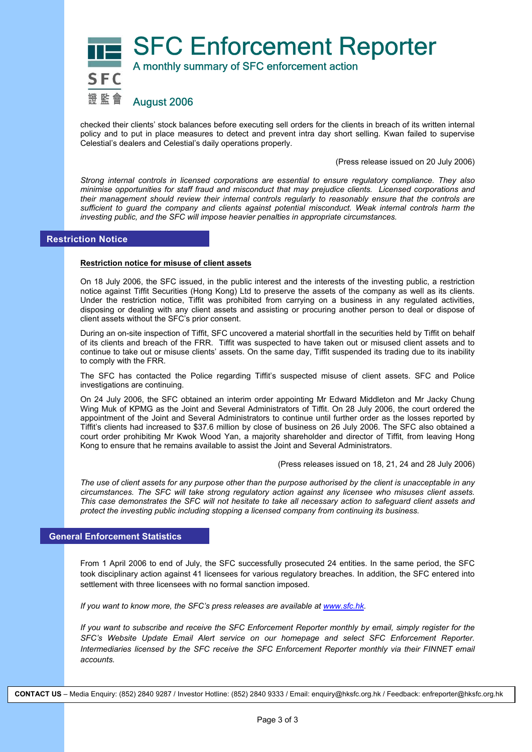checked their clients' stock balances before executing sell orders for the clients in breach of its written internal policy and to put in place measures to detect and prevent intra day short selling. Kwan failed to supervise Celestial's dealers and Celestial's daily operations properly.

(Press release issued on 20 July 2006)

*Strong internal controls in licensed corporations are essential to ensure regulatory compliance. They also minimise opportunities for staff fraud and misconduct that may prejudice clients. Licensed corporations and their management should review their internal controls regularly to reasonably ensure that the controls are sufficient to guard the company and clients against potential misconduct. Weak internal controls harm the investing public, and the SFC will impose heavier penalties in appropriate circumstances.*

## Restriction Notice

**Restriction notice for misuse of client assets**

On 18 July 2006, the SFC issued, in the public interest and the interests of the investing public, a restriction notice against Tiffit Securities (Hong Kong) Ltd to preserve the assets of the company as well as its clients. Under the restriction notice, Tiffit was prohibited from carrying on a business in any regulated activities, disposing or dealing with any client assets and assisting or procuring another person to deal or dispose of client assets without the SFC's prior consent.

During an on-site inspection of Tiffit, SFC uncovered a material shortfall in the securities held by Tiffit on behalf of its clients and breach of the FRR. Tiffit was suspected to have taken out or misused client assets and to continue to take out or misuse clients' assets. On the same day, Tiffit suspended its trading due to its inability to comply with the FRR.

The SFC has contacted the Police regarding Tiffit's suspected misuse of client assets. SFC and Police investigations are continuing.

On 24 July 2006, the SFC obtained an interim order appointing Mr Edward Middleton and Mr Jacky Chung Wing Muk of KPMG as the Joint and Several Administrators of Tiffit. On 28 July 2006, the court ordered the appointment of the Joint and Several Administrators to continue until further order as the losses reported by Tiffit's clients had increased to $37.6 million by close of business on 26 July 2006. The SFC also obtained a court order prohibiting Mr Kwok Wood Yan, a majority shareholder and director of Tiffit, from leaving Hong Kong to ensure that he remains available to assist the Joint and Several Administrators.

(Press releases issued on 18, 21, 24 and 28 July 2006)

*The use of client assets for any purpose other than the purpose authorised by the client is unacceptable in any circumstances. The SFC will take strong regulatory action against any licensee who misuses client assets. This case demonstrates the SFC will not hesitate to take all necessary action to safeguard client assets and protect the investing public including stopping a licensed company from continuing its business.*

## General Enforcement Statistics

From 1 April 2006 to end of July, the SFC successfully prosecuted 24 entities. In the same period, the SFC took disciplinary action against 41 licensees for various regulatory breaches. In addition, the SFC entered into settlement with three licensees with no formal sanction imposed.

*If you want to know more, the SFC's press releases are available at [www.sfc.hk](http://www.sfc.hk).*

*If you want to subscribe and receive the SFC Enforcement Reporter monthly by email, simply register for the SFC's Website Update Email Alert service on our homepage and select SFC Enforcement Reporter. Intermediaries licensed by the SFC receive the SFC Enforcement Reporter monthly via their FINNET email accounts.*

**CONTACT US** – Media Enquiry: (852) 2840 9287 / Investor Hotline: (852) 2840 9333 / Email: enquiry@hksfc.org.hk / Feedback: enfreporter@hksfc.org.hk